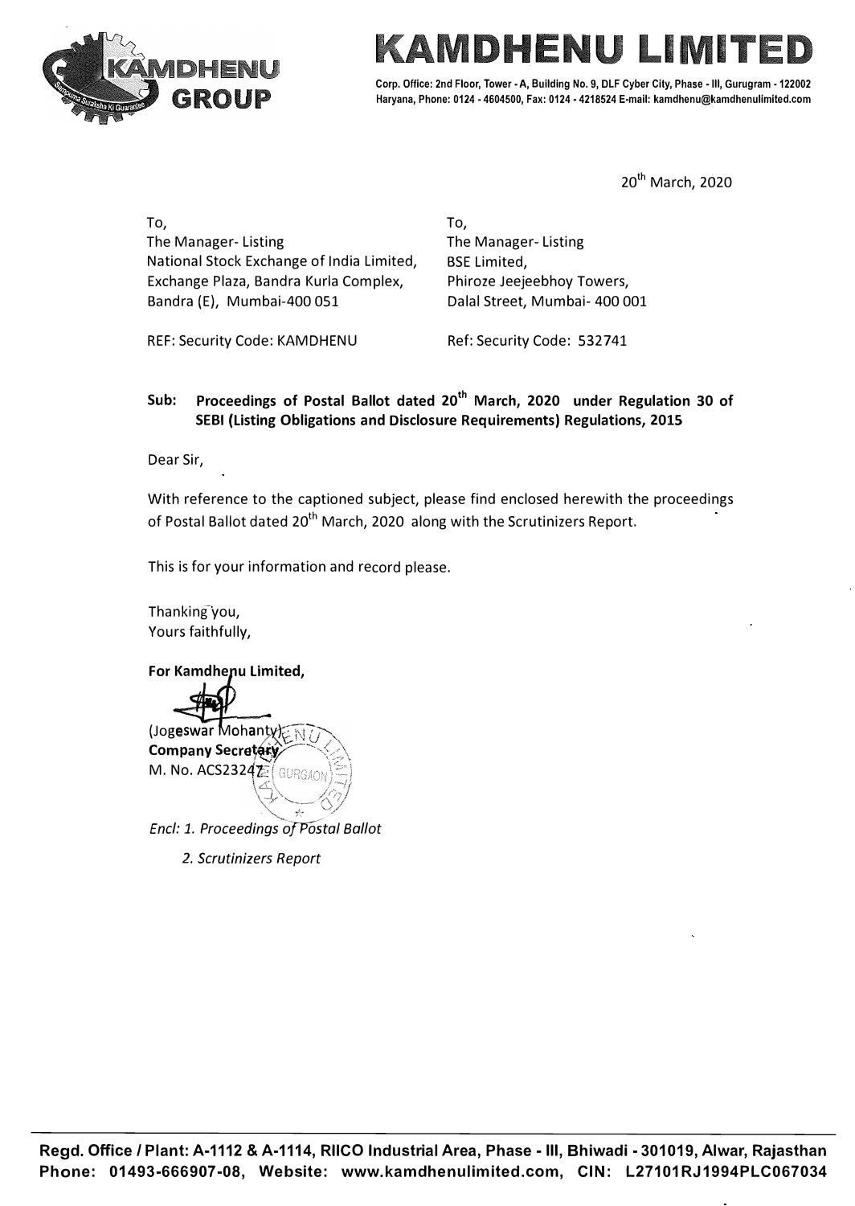# KAMDHENU LIMITED

Corp. Office: 2nd Floor, Tower - A, Building No. 9, DLF Cyber City, Phase - III, Gurugram - 122002 Haryana, Phone: 0124 - 4604500, Fax: 0124 - 4218524 E-mail: kamdhenu@kamdhenulimited.com

20th March, 2020

To,
The Manager- Listing
National Stock Exchange of India Limited,
Exchange Plaza, Bandra Kurla Complex,
Bandra (E), Mumbai-400 051

REF: Security Code: KAMDHENU

To,
The Manager- Listing
BSE Limited,
Phiroze Jeejeebhoy Towers,
Dalal Street, Mumbai- 400 001

Ref: Security Code: 532741

**Sub: Proceedings of Postal Ballot dated 20th March, 2020 under Regulation 30 of SEBI (Listing Obligations and Disclosure Requirements) Regulations, 2015**

Dear Sir,

With reference to the captioned subject, please find enclosed herewith the proceedings of Postal Ballot dated 20th March, 2020 along with the Scrutinizers Report.

This is for your information and record please.

Thanking you,
Yours faithfully,

**For Kamdhenu Limited,**

(Jogeswar Mohanty)
**Company Secretary**
M. No. ACS23247

*Encl: 1. Proceedings of Postal Ballot*

*2. Scrutinizers Report*

**Regd. Office / Plant: A-1112 & A-1114, RIICO Industrial Area, Phase - III, Bhiwadi - 301019, Alwar, Rajasthan**
**Phone: 01493-666907-08, Website: www.kamdhenulimited.com, CIN: L27101RJ1994PLC067034**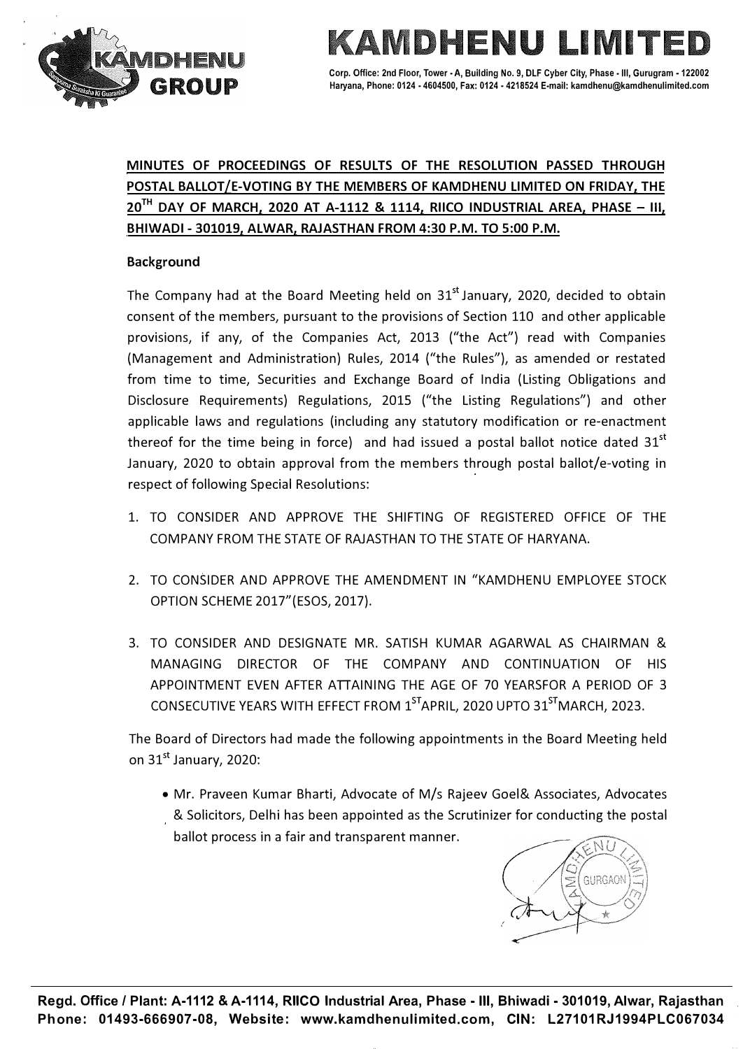# KAMDHENU LIMITED

Corp. Office: 2nd Floor, Tower - A, Building No. 9, DLF Cyber City, Phase - III, Gurugram - 122002 Haryana, Phone: 0124 - 4604500, Fax: 0124 - 4218524 E-mail: kamdhenu@kamdhenulimited.com

**MINUTES OF PROCEEDINGS OF RESULTS OF THE RESOLUTION PASSED THROUGH POSTAL BALLOT/E-VOTING BY THE MEMBERS OF KAMDHENU LIMITED ON FRIDAY, THE 20TH DAY OF MARCH, 2020 AT A-1112 & 1114, RIICO INDUSTRIAL AREA, PHASE – III, BHIWADI - 301019, ALWAR, RAJASTHAN FROM 4:30 P.M. TO 5:00 P.M.**

**Background**

The Company had at the Board Meeting held on 31st January, 2020, decided to obtain consent of the members, pursuant to the provisions of Section 110 and other applicable provisions, if any, of the Companies Act, 2013 ("the Act") read with Companies (Management and Administration) Rules, 2014 ("the Rules"), as amended or restated from time to time, Securities and Exchange Board of India (Listing Obligations and Disclosure Requirements) Regulations, 2015 ("the Listing Regulations") and other applicable laws and regulations (including any statutory modification or re-enactment thereof for the time being in force) and had issued a postal ballot notice dated 31st January, 2020 to obtain approval from the members through postal ballot/e-voting in respect of following Special Resolutions:

1. TO CONSIDER AND APPROVE THE SHIFTING OF REGISTERED OFFICE OF THE COMPANY FROM THE STATE OF RAJASTHAN TO THE STATE OF HARYANA.
2. TO CONSIDER AND APPROVE THE AMENDMENT IN "KAMDHENU EMPLOYEE STOCK OPTION SCHEME 2017"(ESOS, 2017).
3. TO CONSIDER AND DESIGNATE MR. SATISH KUMAR AGARWAL AS CHAIRMAN & MANAGING DIRECTOR OF THE COMPANY AND CONTINUATION OF HIS APPOINTMENT EVEN AFTER ATTAINING THE AGE OF 70 YEARSFOR A PERIOD OF 3 CONSECUTIVE YEARS WITH EFFECT FROM 1STAPRIL, 2020 UPTO 31STMARCH, 2023.

The Board of Directors had made the following appointments in the Board Meeting held on 31st January, 2020:

- Mr. Praveen Kumar Bharti, Advocate of M/s Rajeev Goel& Associates, Advocates & Solicitors, Delhi has been appointed as the Scrutinizer for conducting the postal ballot process in a fair and transparent manner.

Regd. Office / Plant: A-1112 & A-1114, RIICO Industrial Area, Phase - III, Bhiwadi - 301019, Alwar, Rajasthan
Phone: 01493-666907-08, Website: www.kamdhenulimited.com, CIN: L27101RJ1994PLC067034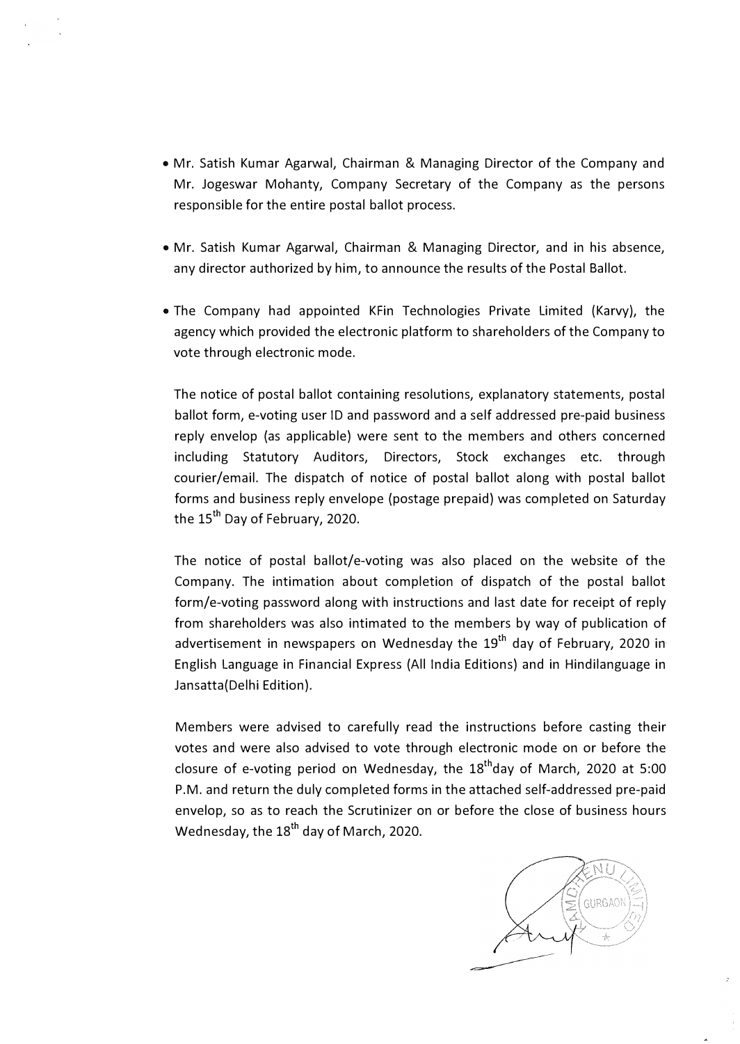- Mr. Satish Kumar Agarwal, Chairman & Managing Director of the Company and Mr. Jogeswar Mohanty, Company Secretary of the Company as the persons responsible for the entire postal ballot process.

- Mr. Satish Kumar Agarwal, Chairman & Managing Director, and in his absence, any director authorized by him, to announce the results of the Postal Ballot.

- The Company had appointed KFin Technologies Private Limited (Karvy), the agency which provided the electronic platform to shareholders of the Company to vote through electronic mode.

  The notice of postal ballot containing resolutions, explanatory statements, postal ballot form, e-voting user ID and password and a self addressed pre-paid business reply envelop (as applicable) were sent to the members and others concerned including Statutory Auditors, Directors, Stock exchanges etc. through courier/email. The dispatch of notice of postal ballot along with postal ballot forms and business reply envelope (postage prepaid) was completed on Saturday the 15th Day of February, 2020.

  The notice of postal ballot/e-voting was also placed on the website of the Company. The intimation about completion of dispatch of the postal ballot form/e-voting password along with instructions and last date for receipt of reply from shareholders was also intimated to the members by way of publication of advertisement in newspapers on Wednesday the 19th day of February, 2020 in English Language in Financial Express (All India Editions) and in Hindilanguage in Jansatta(Delhi Edition).

  Members were advised to carefully read the instructions before casting their votes and were also advised to vote through electronic mode on or before the closure of e-voting period on Wednesday, the 18th day of March, 2020 at 5:00 P.M. and return the duly completed forms in the attached self-addressed pre-paid envelop, so as to reach the Scrutinizer on or before the close of business hours Wednesday, the 18th day of March, 2020.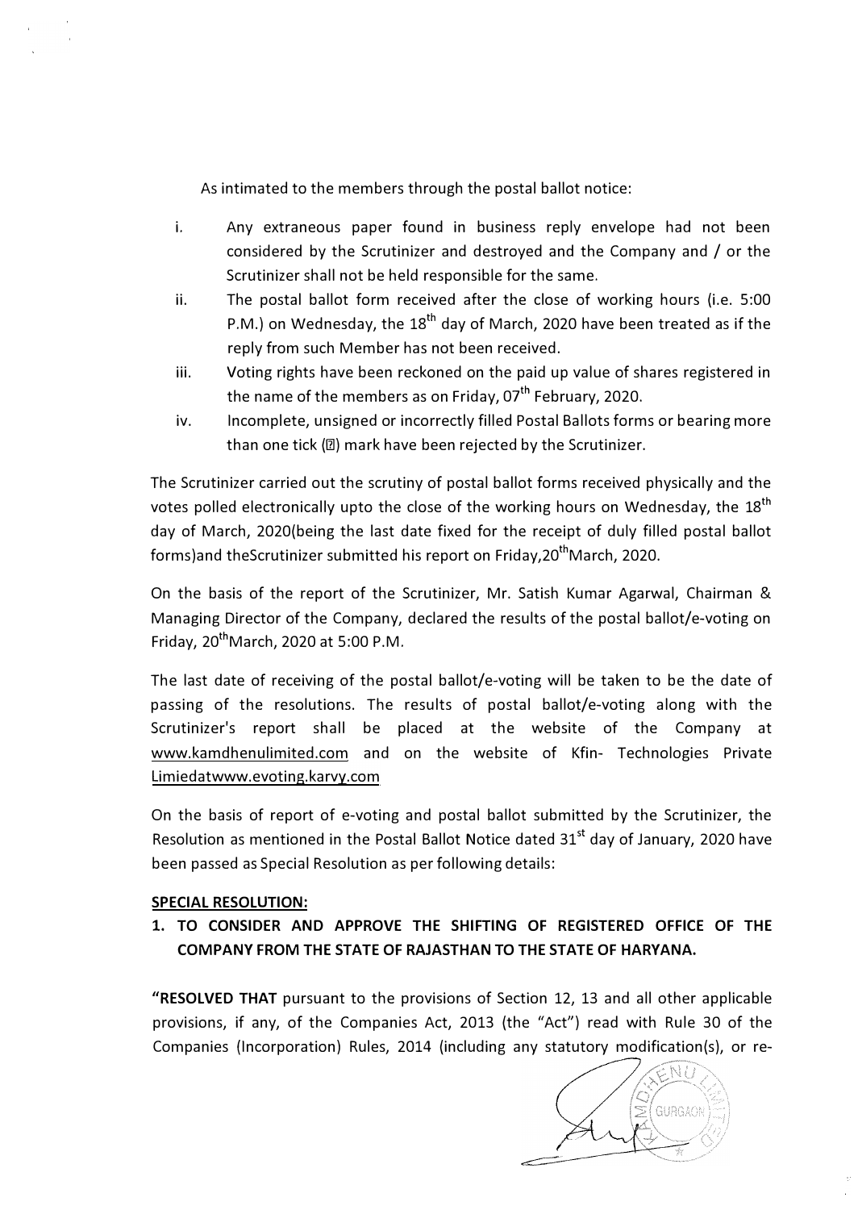As intimated to the members through the postal ballot notice:

i. Any extraneous paper found in business reply envelope had not been considered by the Scrutinizer and destroyed and the Company and / or the Scrutinizer shall not be held responsible for the same.

ii. The postal ballot form received after the close of working hours (i.e. 5:00 P.M.) on Wednesday, the 18th day of March, 2020 have been treated as if the reply from such Member has not been received.

iii. Voting rights have been reckoned on the paid up value of shares registered in the name of the members as on Friday, 07th February, 2020.

iv. Incomplete, unsigned or incorrectly filled Postal Ballots forms or bearing more than one tick (✓) mark have been rejected by the Scrutinizer.

The Scrutinizer carried out the scrutiny of postal ballot forms received physically and the votes polled electronically upto the close of the working hours on Wednesday, the 18th day of March, 2020(being the last date fixed for the receipt of duly filled postal ballot forms)and theScrutinizer submitted his report on Friday,20thMarch, 2020.

On the basis of the report of the Scrutinizer, Mr. Satish Kumar Agarwal, Chairman & Managing Director of the Company, declared the results of the postal ballot/e-voting on Friday, 20thMarch, 2020 at 5:00 P.M.

The last date of receiving of the postal ballot/e-voting will be taken to be the date of passing of the resolutions. The results of postal ballot/e-voting along with the Scrutinizer's report shall be placed at the website of the Company at www.kamdhenulimited.com and on the website of Kfin- Technologies Private Limiedatwww.evoting.karvy.com

On the basis of report of e-voting and postal ballot submitted by the Scrutinizer, the Resolution as mentioned in the Postal Ballot Notice dated 31st day of January, 2020 have been passed as Special Resolution as per following details:

**SPECIAL RESOLUTION:**

**1. TO CONSIDER AND APPROVE THE SHIFTING OF REGISTERED OFFICE OF THE COMPANY FROM THE STATE OF RAJASTHAN TO THE STATE OF HARYANA.**

**"RESOLVED THAT** pursuant to the provisions of Section 12, 13 and all other applicable provisions, if any, of the Companies Act, 2013 (the "Act") read with Rule 30 of the Companies (Incorporation) Rules, 2014 (including any statutory modification(s), or re-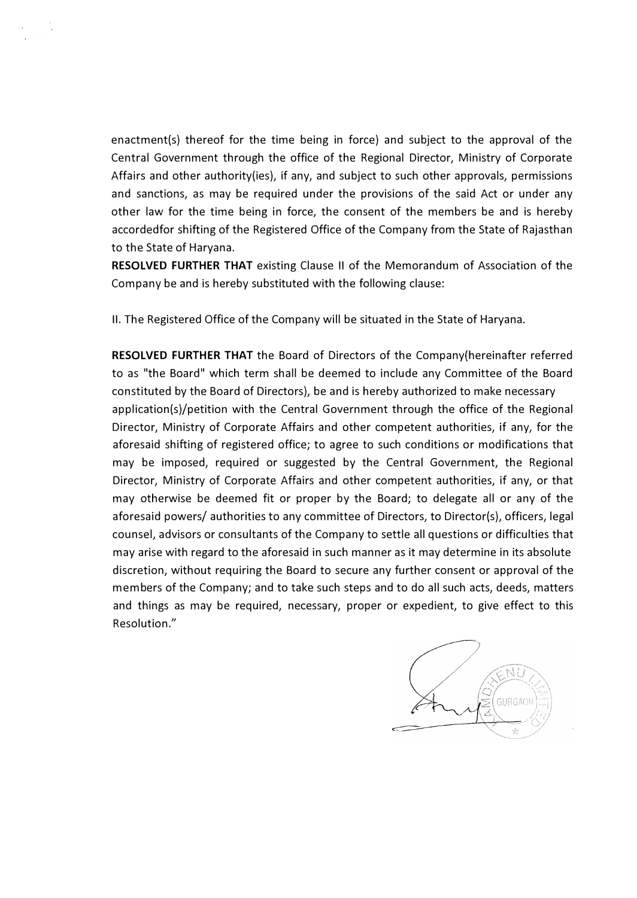enactment(s) thereof for the time being in force) and subject to the approval of the Central Government through the office of the Regional Director, Ministry of Corporate Affairs and other authority(ies), if any, and subject to such other approvals, permissions and sanctions, as may be required under the provisions of the said Act or under any other law for the time being in force, the consent of the members be and is hereby accordedfor shifting of the Registered Office of the Company from the State of Rajasthan to the State of Haryana.

**RESOLVED FURTHER THAT** existing Clause II of the Memorandum of Association of the Company be and is hereby substituted with the following clause:

II. The Registered Office of the Company will be situated in the State of Haryana.

**RESOLVED FURTHER THAT** the Board of Directors of the Company(hereinafter referred to as "the Board" which term shall be deemed to include any Committee of the Board constituted by the Board of Directors), be and is hereby authorized to make necessary application(s)/petition with the Central Government through the office of the Regional Director, Ministry of Corporate Affairs and other competent authorities, if any, for the aforesaid shifting of registered office; to agree to such conditions or modifications that may be imposed, required or suggested by the Central Government, the Regional Director, Ministry of Corporate Affairs and other competent authorities, if any, or that may otherwise be deemed fit or proper by the Board; to delegate all or any of the aforesaid powers/ authorities to any committee of Directors, to Director(s), officers, legal counsel, advisors or consultants of the Company to settle all questions or difficulties that may arise with regard to the aforesaid in such manner as it may determine in its absolute discretion, without requiring the Board to secure any further consent or approval of the members of the Company; and to take such steps and to do all such acts, deeds, matters and things as may be required, necessary, proper or expedient, to give effect to this Resolution."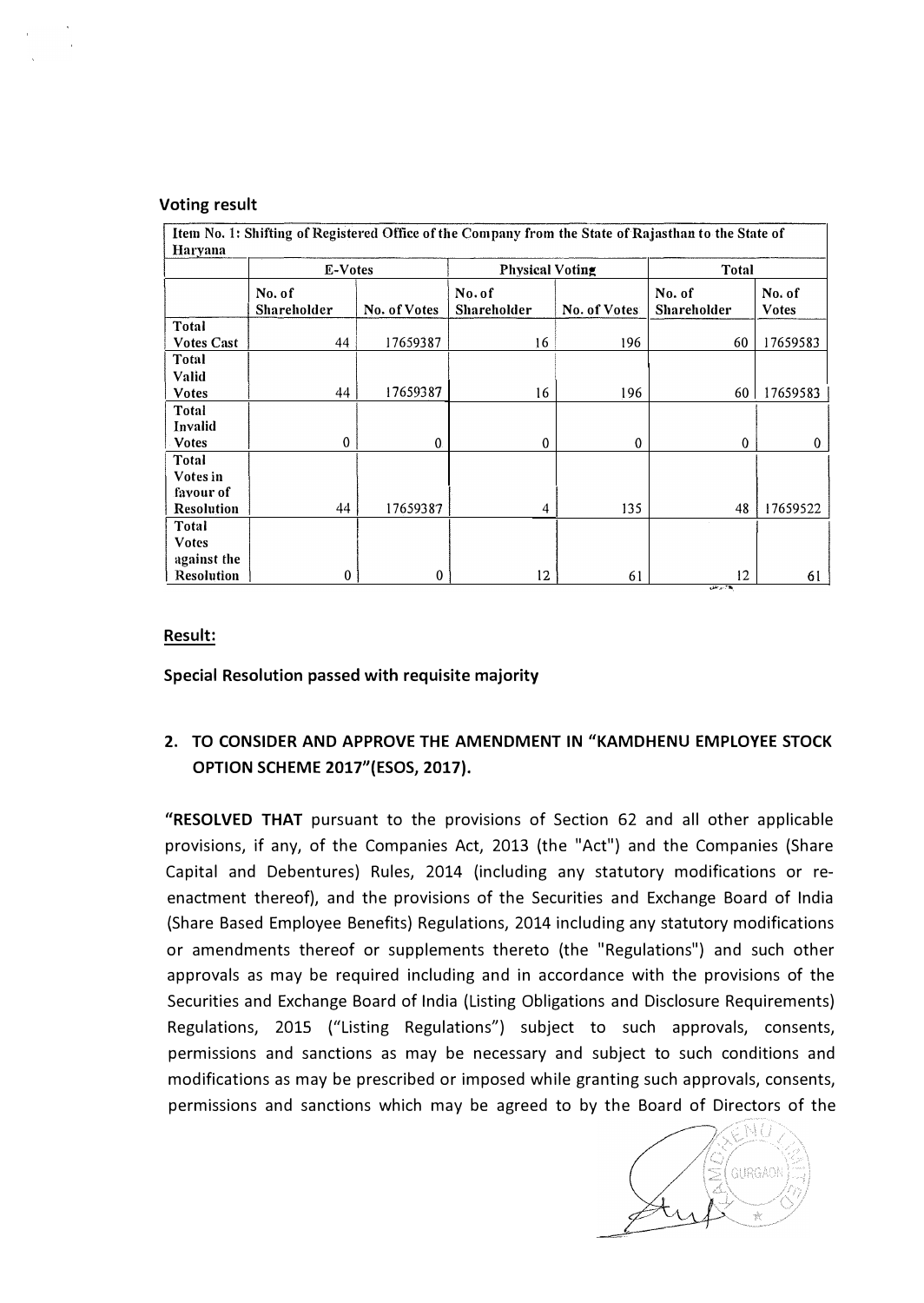**Voting result**

| Item No. 1: Shifting of Registered Office of the Company from the State of Rajasthan to the State of Haryana | | | | | | |
|---|---|---|---|---|---|---|
| | E-Votes | | Physical Voting | | Total | |
| | No. of Shareholder | No. of Votes | No. of Shareholder | No. of Votes | No. of Shareholder | No. of Votes |
| Total Votes Cast | 44 | 17659387 | 16 | 196 | 60 | 17659583 |
| Total Valid Votes | 44 | 17659387 | 16 | 196 | 60 | 17659583 |
| Total Invalid Votes | 0 | 0 | 0 | 0 | 0 | 0 |
| Total Votes in favour of Resolution | 44 | 17659387 | 4 | 135 | 48 | 17659522 |
| Total Votes against the Resolution | 0 | 0 | 12 | 61 | 12 | 61 |

**Result:**

**Special Resolution passed with requisite majority**

**2. TO CONSIDER AND APPROVE THE AMENDMENT IN "KAMDHENU EMPLOYEE STOCK OPTION SCHEME 2017"(ESOS, 2017).**

**"RESOLVED THAT** pursuant to the provisions of Section 62 and all other applicable provisions, if any, of the Companies Act, 2013 (the "Act") and the Companies (Share Capital and Debentures) Rules, 2014 (including any statutory modifications or re-enactment thereof), and the provisions of the Securities and Exchange Board of India (Share Based Employee Benefits) Regulations, 2014 including any statutory modifications or amendments thereof or supplements thereto (the "Regulations") and such other approvals as may be required including and in accordance with the provisions of the Securities and Exchange Board of India (Listing Obligations and Disclosure Requirements) Regulations, 2015 ("Listing Regulations") subject to such approvals, consents, permissions and sanctions as may be necessary and subject to such conditions and modifications as may be prescribed or imposed while granting such approvals, consents, permissions and sanctions which may be agreed to by the Board of Directors of the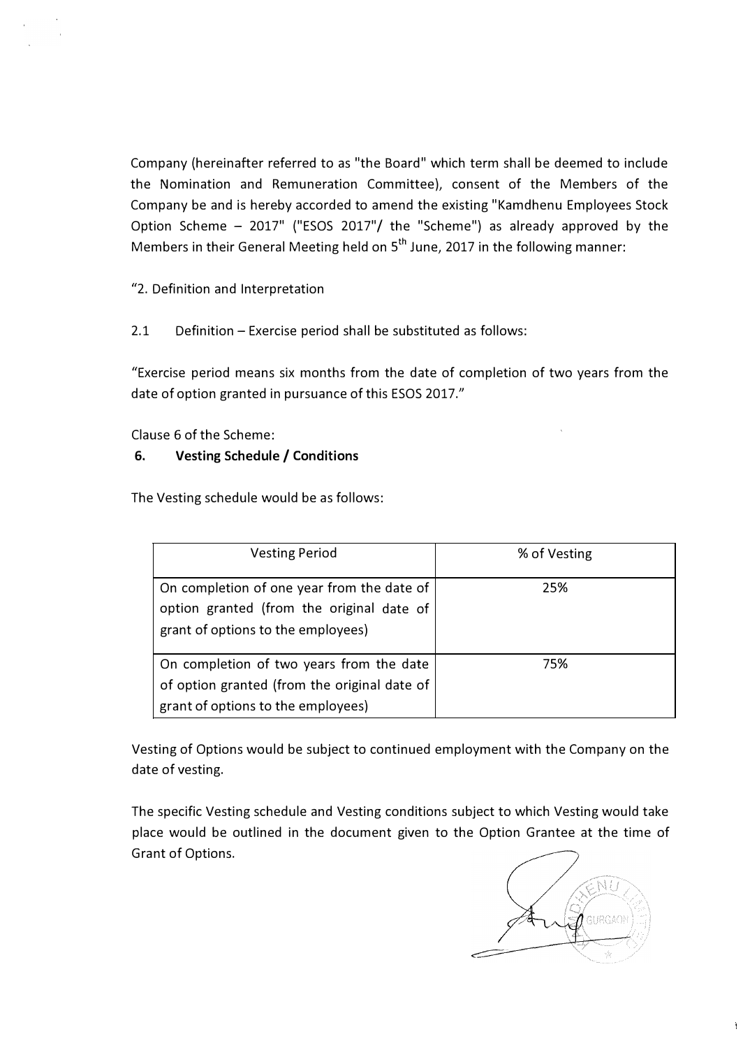Company (hereinafter referred to as "the Board" which term shall be deemed to include the Nomination and Remuneration Committee), consent of the Members of the Company be and is hereby accorded to amend the existing "Kamdhenu Employees Stock Option Scheme – 2017" ("ESOS 2017"/ the "Scheme") as already approved by the Members in their General Meeting held on 5th June, 2017 in the following manner:

"2. Definition and Interpretation

2.1 Definition – Exercise period shall be substituted as follows:

"Exercise period means six months from the date of completion of two years from the date of option granted in pursuance of this ESOS 2017."

Clause 6 of the Scheme:

**6. Vesting Schedule / Conditions**

The Vesting schedule would be as follows:

| Vesting Period | % of Vesting |
| --- | --- |
| On completion of one year from the date of option granted (from the original date of grant of options to the employees) | 25% |
| On completion of two years from the date of option granted (from the original date of grant of options to the employees) | 75% |

Vesting of Options would be subject to continued employment with the Company on the date of vesting.

The specific Vesting schedule and Vesting conditions subject to which Vesting would take place would be outlined in the document given to the Option Grantee at the time of Grant of Options.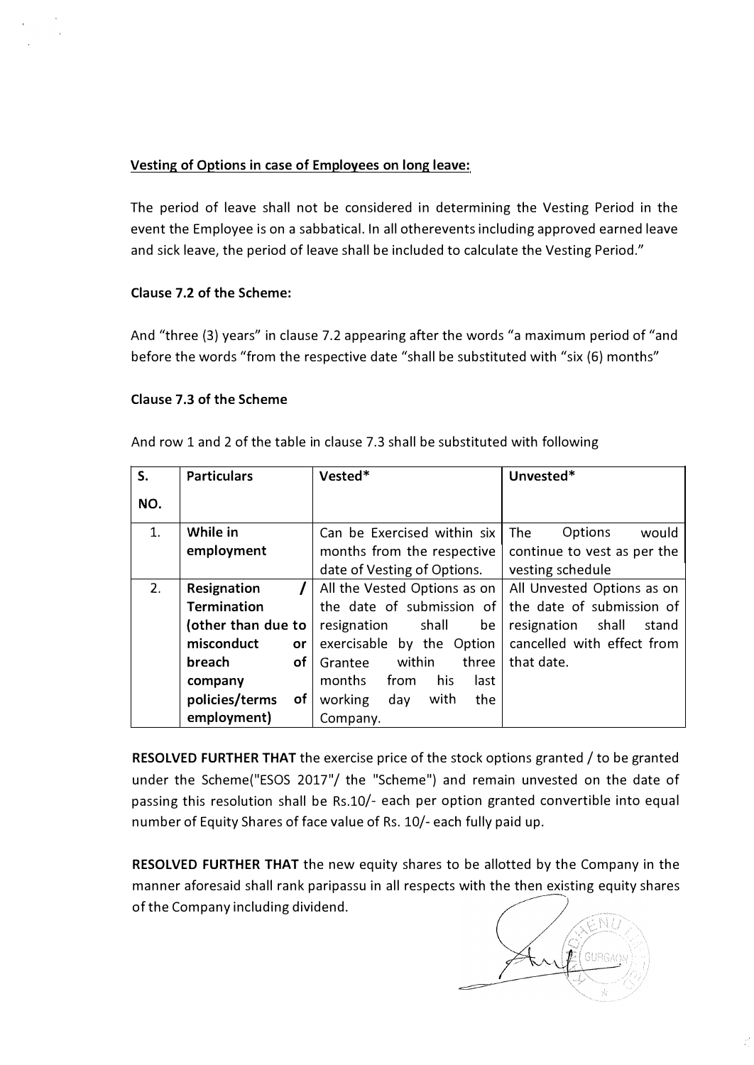**Vesting of Options in case of Employees on long leave:**

The period of leave shall not be considered in determining the Vesting Period in the event the Employee is on a sabbatical. In all otherevents including approved earned leave and sick leave, the period of leave shall be included to calculate the Vesting Period."

**Clause 7.2 of the Scheme:**

And "three (3) years" in clause 7.2 appearing after the words "a maximum period of "and before the words "from the respective date "shall be substituted with "six (6) months"

**Clause 7.3 of the Scheme**

And row 1 and 2 of the table in clause 7.3 shall be substituted with following

| S. NO. | Particulars | Vested* | Unvested* |
|---|---|---|---|
| 1. | **While in employment** | Can be Exercised within six months from the respective date of Vesting of Options. | The Options would continue to vest as per the vesting schedule |
| 2. | **Resignation / Termination (other than due to misconduct or breach of company policies/terms of employment)** | All the Vested Options as on the date of submission of resignation shall be exercisable by the Option Grantee within three months from his last working day with the Company. | All Unvested Options as on the date of submission of resignation shall stand cancelled with effect from that date. |

**RESOLVED FURTHER THAT** the exercise price of the stock options granted / to be granted under the Scheme("ESOS 2017"/ the "Scheme") and remain unvested on the date of passing this resolution shall be Rs.10/- each per option granted convertible into equal number of Equity Shares of face value of Rs. 10/- each fully paid up.

**RESOLVED FURTHER THAT** the new equity shares to be allotted by the Company in the manner aforesaid shall rank paripassu in all respects with the then existing equity shares of the Company including dividend.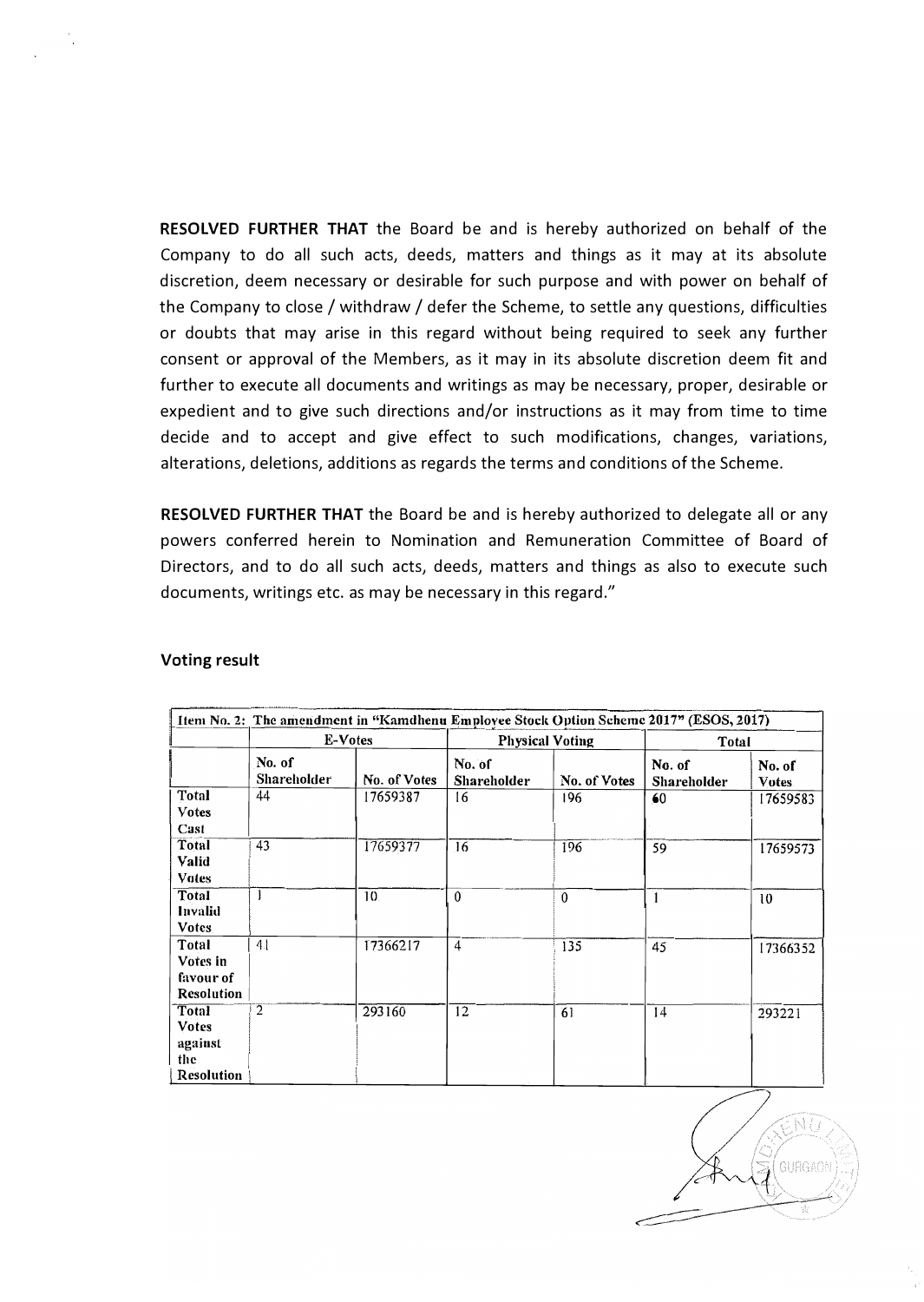**RESOLVED FURTHER THAT** the Board be and is hereby authorized on behalf of the Company to do all such acts, deeds, matters and things as it may at its absolute discretion, deem necessary or desirable for such purpose and with power on behalf of the Company to close / withdraw / defer the Scheme, to settle any questions, difficulties or doubts that may arise in this regard without being required to seek any further consent or approval of the Members, as it may in its absolute discretion deem fit and further to execute all documents and writings as may be necessary, proper, desirable or expedient and to give such directions and/or instructions as it may from time to time decide and to accept and give effect to such modifications, changes, variations, alterations, deletions, additions as regards the terms and conditions of the Scheme.

**RESOLVED FURTHER THAT** the Board be and is hereby authorized to delegate all or any powers conferred herein to Nomination and Remuneration Committee of Board of Directors, and to do all such acts, deeds, matters and things as also to execute such documents, writings etc. as may be necessary in this regard."

**Voting result**

| Item No. 2: The amendment in "Kamdhenu Employee Stock Option Scheme 2017" (ESOS, 2017) | | | | | | |
|---|---|---|---|---|---|---|
| | E-Votes | | Physical Voting | | Total | |
| | No. of Shareholder | No. of Votes | No. of Shareholder | No. of Votes | No. of Shareholder | No. of Votes |
| Total Votes Cast | 44 | 17659387 | 16 | 196 | 60 | 17659583 |
| Total Valid Votes | 43 | 17659377 | 16 | 196 | 59 | 17659573 |
| Total Invalid Votes | 1 | 10 | 0 | 0 | 1 | 10 |
| Total Votes in favour of Resolution | 41 | 17366217 | 4 | 135 | 45 | 17366352 |
| Total Votes against the Resolution | 2 | 293160 | 12 | 61 | 14 | 293221 |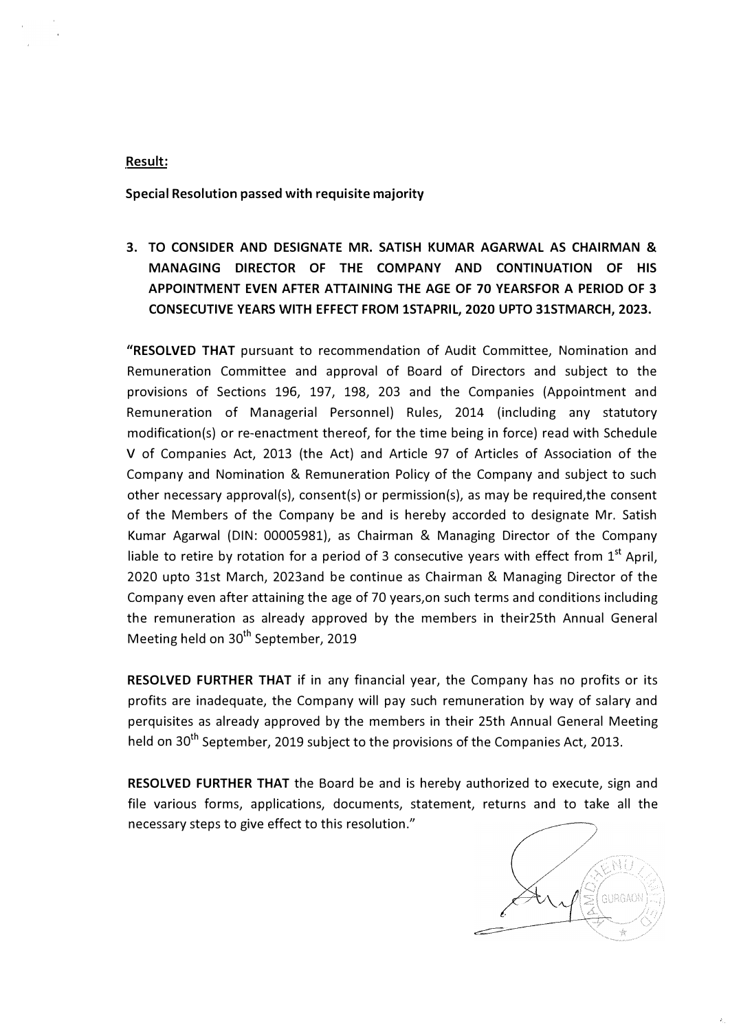**Result:**

**Special Resolution passed with requisite majority**

**3. TO CONSIDER AND DESIGNATE MR. SATISH KUMAR AGARWAL AS CHAIRMAN & MANAGING DIRECTOR OF THE COMPANY AND CONTINUATION OF HIS APPOINTMENT EVEN AFTER ATTAINING THE AGE OF 70 YEARSFOR A PERIOD OF 3 CONSECUTIVE YEARS WITH EFFECT FROM 1STAPRIL, 2020 UPTO 31STMARCH, 2023.**

**"RESOLVED THAT** pursuant to recommendation of Audit Committee, Nomination and Remuneration Committee and approval of Board of Directors and subject to the provisions of Sections 196, 197, 198, 203 and the Companies (Appointment and Remuneration of Managerial Personnel) Rules, 2014 (including any statutory modification(s) or re-enactment thereof, for the time being in force) read with Schedule V of Companies Act, 2013 (the Act) and Article 97 of Articles of Association of the Company and Nomination & Remuneration Policy of the Company and subject to such other necessary approval(s), consent(s) or permission(s), as may be required,the consent of the Members of the Company be and is hereby accorded to designate Mr. Satish Kumar Agarwal (DIN: 00005981), as Chairman & Managing Director of the Company liable to retire by rotation for a period of 3 consecutive years with effect from 1st April, 2020 upto 31st March, 2023and be continue as Chairman & Managing Director of the Company even after attaining the age of 70 years,on such terms and conditions including the remuneration as already approved by the members in their25th Annual General Meeting held on 30th September, 2019

**RESOLVED FURTHER THAT** if in any financial year, the Company has no profits or its profits are inadequate, the Company will pay such remuneration by way of salary and perquisites as already approved by the members in their 25th Annual General Meeting held on 30th September, 2019 subject to the provisions of the Companies Act, 2013.

**RESOLVED FURTHER THAT** the Board be and is hereby authorized to execute, sign and file various forms, applications, documents, statement, returns and to take all the necessary steps to give effect to this resolution."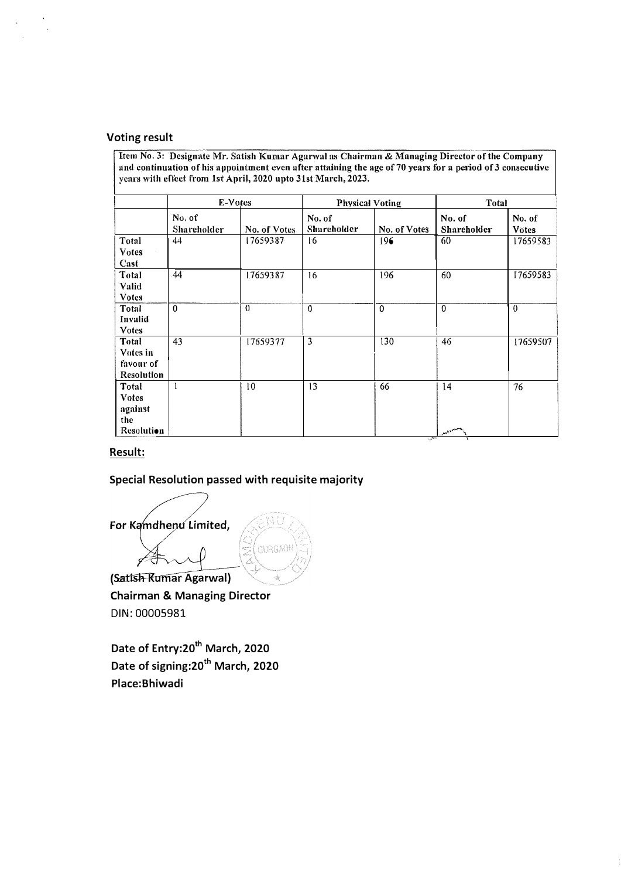## Voting result

Item No. 3: Designate Mr. Satish Kumar Agarwal as Chairman & Managing Director of the Company and continuation of his appointment even after attaining the age of 70 years for a period of 3 consecutive years with effect from 1st April, 2020 upto 31st March, 2023.

| | E-Votes | | Physical Voting | | Total | |
|---|---|---|---|---|---|---|
| | No. of Shareholder | No. of Votes | No. of Shareholder | No. of Votes | No. of Shareholder | No. of Votes |
| Total Votes Cast | 44 | 17659387 | 16 | 196 | 60 | 17659583 |
| Total Valid Votes | 44 | 17659387 | 16 | 196 | 60 | 17659583 |
| Total Invalid Votes | 0 | 0 | 0 | 0 | 0 | 0 |
| Total Votes in favour of Resolution | 43 | 17659377 | 3 | 130 | 46 | 17659507 |
| Total Votes against the Resolution | 1 | 10 | 13 | 66 | 14 | 76 |

**Result:**

**Special Resolution passed with requisite majority**

**For Kamdhenu Limited,**

**(Satish Kumar Agarwal)**
**Chairman & Managing Director**
DIN: 00005981

**Date of Entry:20th March, 2020**
**Date of signing:20th March, 2020**
**Place:Bhiwadi**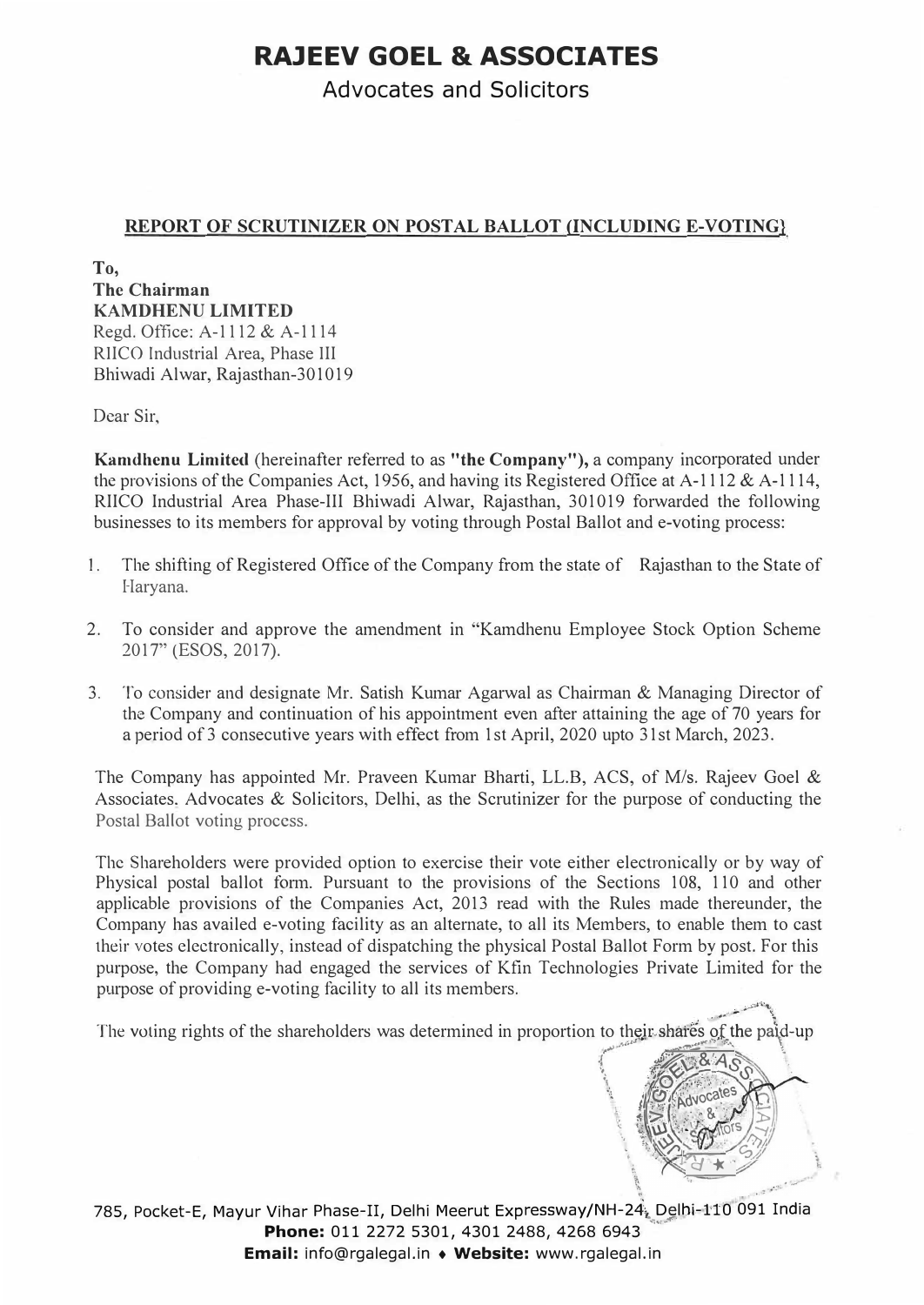# RAJEEV GOEL & ASSOCIATES

Advocates and Solicitors

**REPORT OF SCRUTINIZER ON POSTAL BALLOT (INCLUDING E-VOTING)**

**To,**
**The Chairman**
**KAMDHENU LIMITED**
Regd. Office: A-1112 & A-1114
RIICO Industrial Area, Phase III
Bhiwadi Alwar, Rajasthan-301019

Dear Sir,

**Kamdhenu Limited** (hereinafter referred to as **"the Company")**, a company incorporated under the provisions of the Companies Act, 1956, and having its Registered Office at A-1112 & A-1114, RIICO Industrial Area Phase-III Bhiwadi Alwar, Rajasthan, 301019 forwarded the following businesses to its members for approval by voting through Postal Ballot and e-voting process:

1. The shifting of Registered Office of the Company from the state of Rajasthan to the State of Haryana.

2. To consider and approve the amendment in "Kamdhenu Employee Stock Option Scheme 2017" (ESOS, 2017).

3. To consider and designate Mr. Satish Kumar Agarwal as Chairman & Managing Director of the Company and continuation of his appointment even after attaining the age of 70 years for a period of 3 consecutive years with effect from 1st April, 2020 upto 31st March, 2023.

The Company has appointed Mr. Praveen Kumar Bharti, LL.B, ACS, of M/s. Rajeev Goel & Associates, Advocates & Solicitors, Delhi, as the Scrutinizer for the purpose of conducting the Postal Ballot voting process.

The Shareholders were provided option to exercise their vote either electronically or by way of Physical postal ballot form. Pursuant to the provisions of the Sections 108, 110 and other applicable provisions of the Companies Act, 2013 read with the Rules made thereunder, the Company has availed e-voting facility as an alternate, to all its Members, to enable them to cast their votes electronically, instead of dispatching the physical Postal Ballot Form by post. For this purpose, the Company had engaged the services of Kfin Technologies Private Limited for the purpose of providing e-voting facility to all its members.

The voting rights of the shareholders was determined in proportion to their shares of the paid-up

785, Pocket-E, Mayur Vihar Phase-II, Delhi Meerut Expressway/NH-24, Delhi-110 091 India
**Phone:** 011 2272 5301, 4301 2488, 4268 6943
**Email:** info@rgalegal.in ♦ **Website:** www.rgalegal.in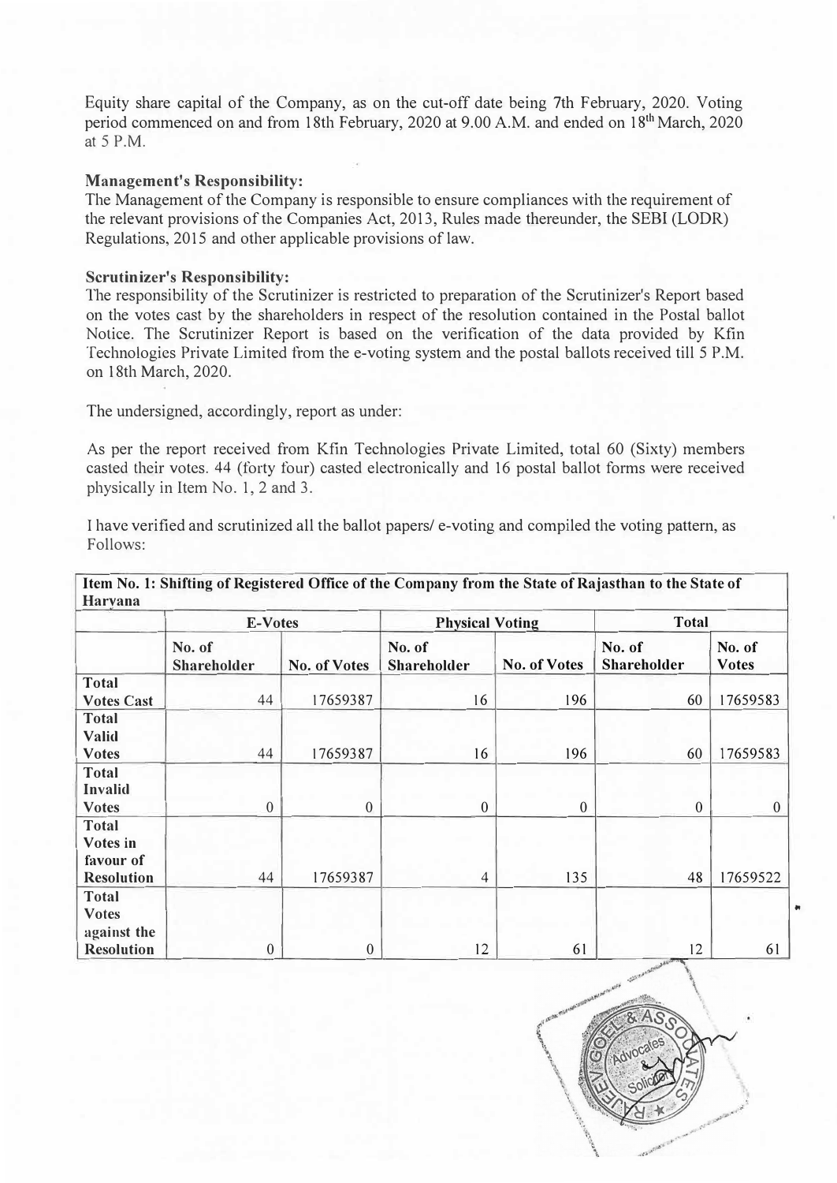Equity share capital of the Company, as on the cut-off date being 7th February, 2020. Voting period commenced on and from 18th February, 2020 at 9.00 A.M. and ended on 18th March, 2020 at 5 P.M.

**Management's Responsibility:**
The Management of the Company is responsible to ensure compliances with the requirement of the relevant provisions of the Companies Act, 2013, Rules made thereunder, the SEBI (LODR) Regulations, 2015 and other applicable provisions of law.

**Scrutinizer's Responsibility:**
The responsibility of the Scrutinizer is restricted to preparation of the Scrutinizer's Report based on the votes cast by the shareholders in respect of the resolution contained in the Postal ballot Notice. The Scrutinizer Report is based on the verification of the data provided by Kfin Technologies Private Limited from the e-voting system and the postal ballots received till 5 P.M. on 18th March, 2020.

The undersigned, accordingly, report as under:

As per the report received from Kfin Technologies Private Limited, total 60 (Sixty) members casted their votes. 44 (forty four) casted electronically and 16 postal ballot forms were received physically in Item No. 1, 2 and 3.

I have verified and scrutinized all the ballot papers/ e-voting and compiled the voting pattern, as Follows:

**Item No. 1: Shifting of Registered Office of the Company from the State of Rajasthan to the State of Haryana**

| | E-Votes | | Physical Voting | | Total | |
|---|---|---|---|---|---|---|
| | No. of Shareholder | No. of Votes | No. of Shareholder | No. of Votes | No. of Shareholder | No. of Votes |
| Total Votes Cast | 44 | 17659387 | 16 | 196 | 60 | 17659583 |
| Total Valid Votes | 44 | 17659387 | 16 | 196 | 60 | 17659583 |
| Total Invalid Votes | 0 | 0 | 0 | 0 | 0 | 0 |
| Total Votes in favour of Resolution | 44 | 17659387 | 4 | 135 | 48 | 17659522 |
| Total Votes against the Resolution | 0 | 0 | 12 | 61 | 12 | 61 |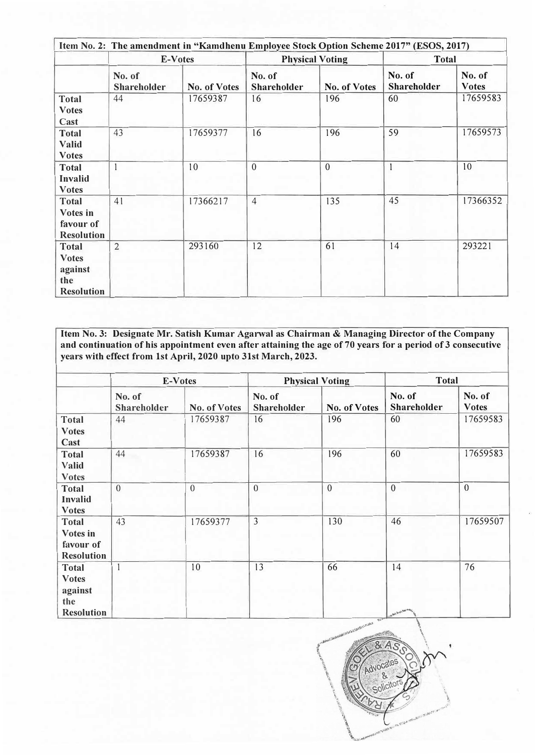| Item No. 2: The amendment in "Kamdhenu Employee Stock Option Scheme 2017" (ESOS, 2017) | | | | | | |
|---|---|---|---|---|---|---|
| | E-Votes | | Physical Voting | | Total | |
| | No. of Shareholder | No. of Votes | No. of Shareholder | No. of Votes | No. of Shareholder | No. of Votes |
| Total Votes Cast | 44 | 17659387 | 16 | 196 | 60 | 17659583 |
| Total Valid Votes | 43 | 17659377 | 16 | 196 | 59 | 17659573 |
| Total Invalid Votes | 1 | 10 | 0 | 0 | 1 | 10 |
| Total Votes in favour of Resolution | 41 | 17366217 | 4 | 135 | 45 | 17366352 |
| Total Votes against the Resolution | 2 | 293160 | 12 | 61 | 14 | 293221 |

**Item No. 3: Designate Mr. Satish Kumar Agarwal as Chairman & Managing Director of the Company and continuation of his appointment even after attaining the age of 70 years for a period of 3 consecutive years with effect from 1st April, 2020 upto 31st March, 2023.**

| | E-Votes | | Physical Voting | | Total | |
|---|---|---|---|---|---|---|
| | No. of Shareholder | No. of Votes | No. of Shareholder | No. of Votes | No. of Shareholder | No. of Votes |
| Total Votes Cast | 44 | 17659387 | 16 | 196 | 60 | 17659583 |
| Total Valid Votes | 44 | 17659387 | 16 | 196 | 60 | 17659583 |
| Total Invalid Votes | 0 | 0 | 0 | 0 | 0 | 0 |
| Total Votes in favour of Resolution | 43 | 17659377 | 3 | 130 | 46 | 17659507 |
| Total Votes against the Resolution | 1 | 10 | 13 | 66 | 14 | 76 |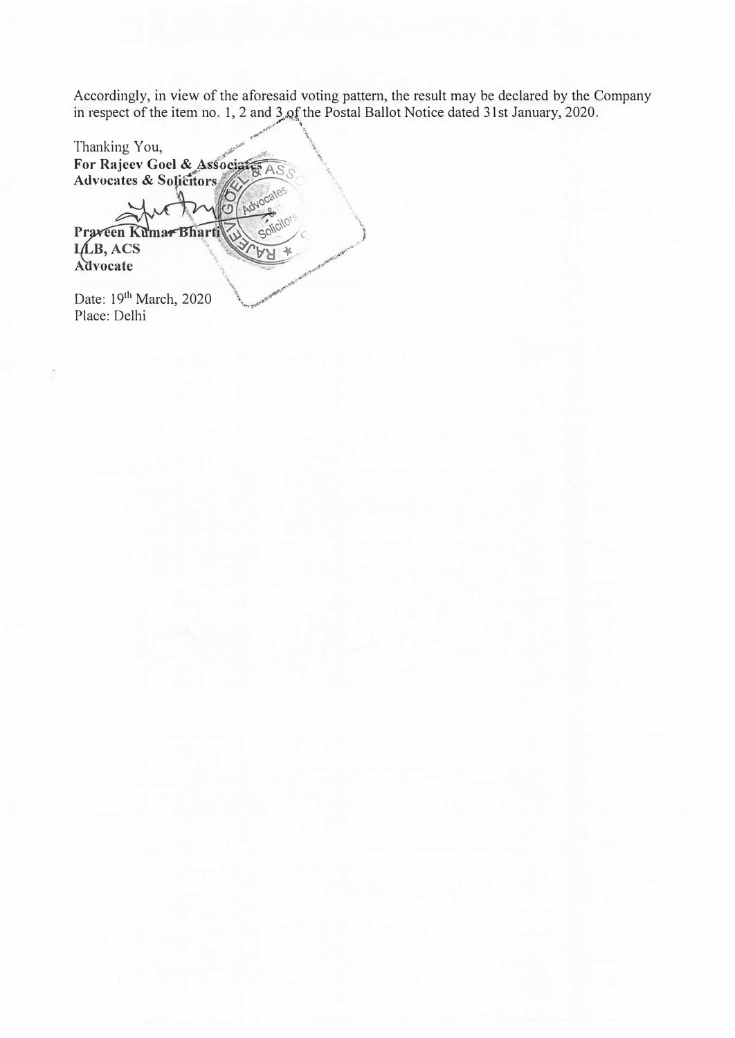Accordingly, in view of the aforesaid voting pattern, the result may be declared by the Company in respect of the item no. 1, 2 and 3 of the Postal Ballot Notice dated 31st January, 2020.

Thanking You,

**For Rajeev Goel & Associates**
**Advocates & Solicitors**

**Praveen Kumar Bharti**
**LLB, ACS**
**Advocate**

Date: 19th March, 2020
Place: Delhi